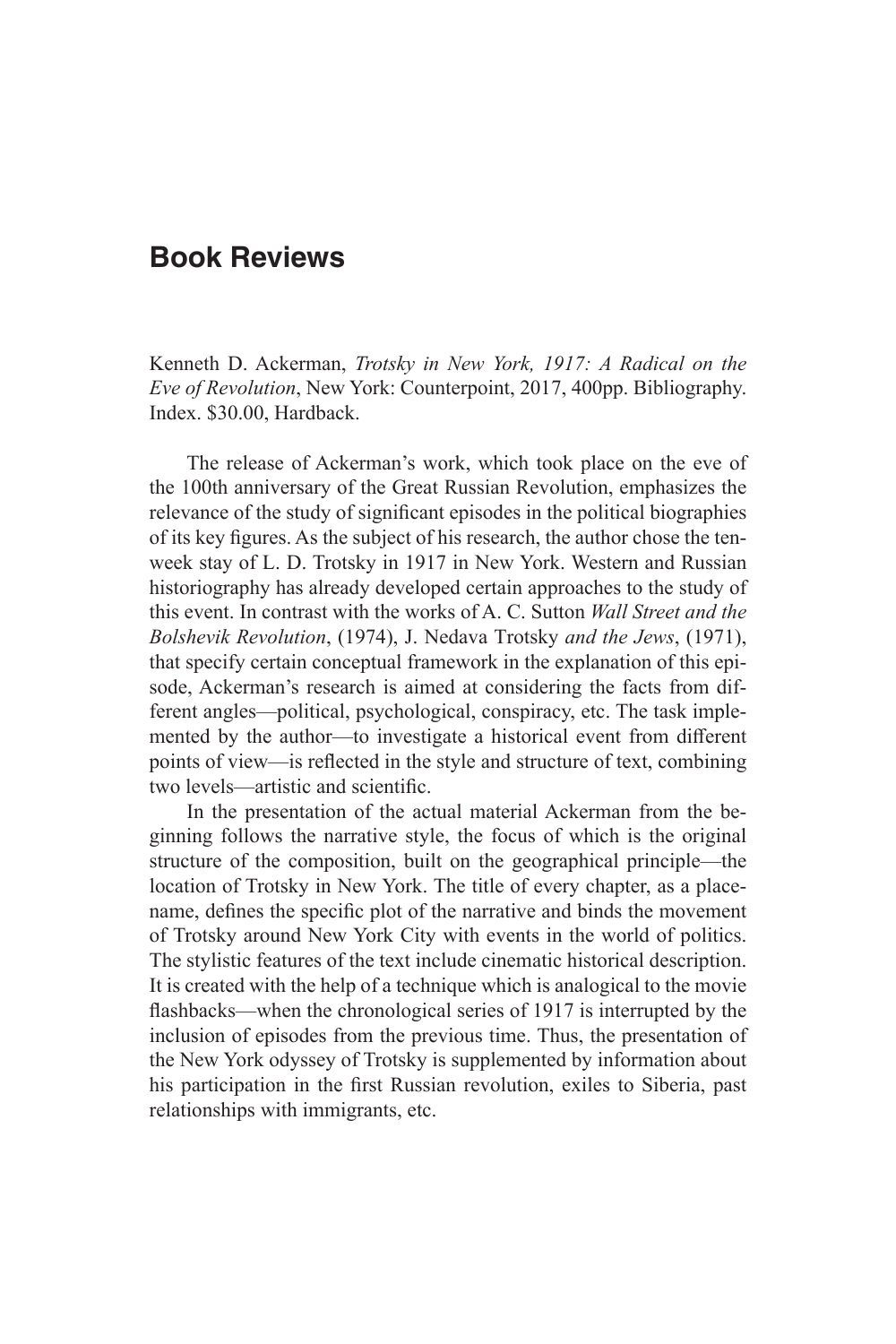# Book Reviews

Kenneth D. Ackerman, *Trotsky in New York, 1917: A Radical on the Eve of Revolution*, New York: Counterpoint, 2017, 400pp. Bibliography. Index. $30.00, Hardback.

The release of Ackerman's work, which took place on the eve of the 100th anniversary of the Great Russian Revolution, emphasizes the relevance of the study of significant episodes in the political biographies of its key figures. As the subject of his research, the author chose the ten-week stay of L. D. Trotsky in 1917 in New York. Western and Russian historiography has already developed certain approaches to the study of this event. In contrast with the works of A. C. Sutton *Wall Street and the Bolshevik Revolution*, (1974), J. Nedava Trotsky *and the Jews*, (1971), that specify certain conceptual framework in the explanation of this episode, Ackerman's research is aimed at considering the facts from different angles—political, psychological, conspiracy, etc. The task implemented by the author—to investigate a historical event from different points of view—is reflected in the style and structure of text, combining two levels—artistic and scientific.

In the presentation of the actual material Ackerman from the beginning follows the narrative style, the focus of which is the original structure of the composition, built on the geographical principle—the location of Trotsky in New York. The title of every chapter, as a place-name, defines the specific plot of the narrative and binds the movement of Trotsky around New York City with events in the world of politics. The stylistic features of the text include cinematic historical description. It is created with the help of a technique which is analogical to the movie flashbacks—when the chronological series of 1917 is interrupted by the inclusion of episodes from the previous time. Thus, the presentation of the New York odyssey of Trotsky is supplemented by information about his participation in the first Russian revolution, exiles to Siberia, past relationships with immigrants, etc.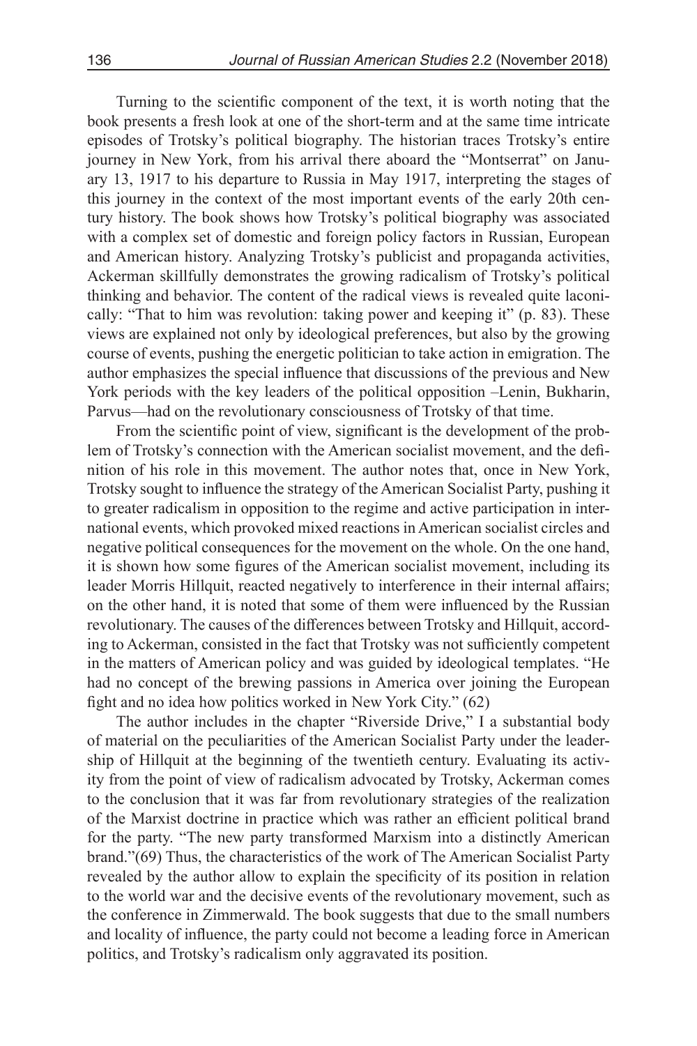Turning to the scientific component of the text, it is worth noting that the book presents a fresh look at one of the short-term and at the same time intricate episodes of Trotsky's political biography. The historian traces Trotsky's entire journey in New York, from his arrival there aboard the "Montserrat" on January 13, 1917 to his departure to Russia in May 1917, interpreting the stages of this journey in the context of the most important events of the early 20th century history. The book shows how Trotsky's political biography was associated with a complex set of domestic and foreign policy factors in Russian, European and American history. Analyzing Trotsky's publicist and propaganda activities, Ackerman skillfully demonstrates the growing radicalism of Trotsky's political thinking and behavior. The content of the radical views is revealed quite laconically: "That to him was revolution: taking power and keeping it" (p. 83). These views are explained not only by ideological preferences, but also by the growing course of events, pushing the energetic politician to take action in emigration. The author emphasizes the special influence that discussions of the previous and New York periods with the key leaders of the political opposition –Lenin, Bukharin, Parvus—had on the revolutionary consciousness of Trotsky of that time.

From the scientific point of view, significant is the development of the problem of Trotsky's connection with the American socialist movement, and the definition of his role in this movement. The author notes that, once in New York, Trotsky sought to influence the strategy of the American Socialist Party, pushing it to greater radicalism in opposition to the regime and active participation in international events, which provoked mixed reactions in American socialist circles and negative political consequences for the movement on the whole. On the one hand, it is shown how some figures of the American socialist movement, including its leader Morris Hillquit, reacted negatively to interference in their internal affairs; on the other hand, it is noted that some of them were influenced by the Russian revolutionary. The causes of the differences between Trotsky and Hillquit, according to Ackerman, consisted in the fact that Trotsky was not sufficiently competent in the matters of American policy and was guided by ideological templates. "He had no concept of the brewing passions in America over joining the European fight and no idea how politics worked in New York City." (62)

The author includes in the chapter "Riverside Drive," I a substantial body of material on the peculiarities of the American Socialist Party under the leadership of Hillquit at the beginning of the twentieth century. Evaluating its activity from the point of view of radicalism advocated by Trotsky, Ackerman comes to the conclusion that it was far from revolutionary strategies of the realization of the Marxist doctrine in practice which was rather an efficient political brand for the party. "The new party transformed Marxism into a distinctly American brand."(69) Thus, the characteristics of the work of The American Socialist Party revealed by the author allow to explain the specificity of its position in relation to the world war and the decisive events of the revolutionary movement, such as the conference in Zimmerwald. The book suggests that due to the small numbers and locality of influence, the party could not become a leading force in American politics, and Trotsky's radicalism only aggravated its position.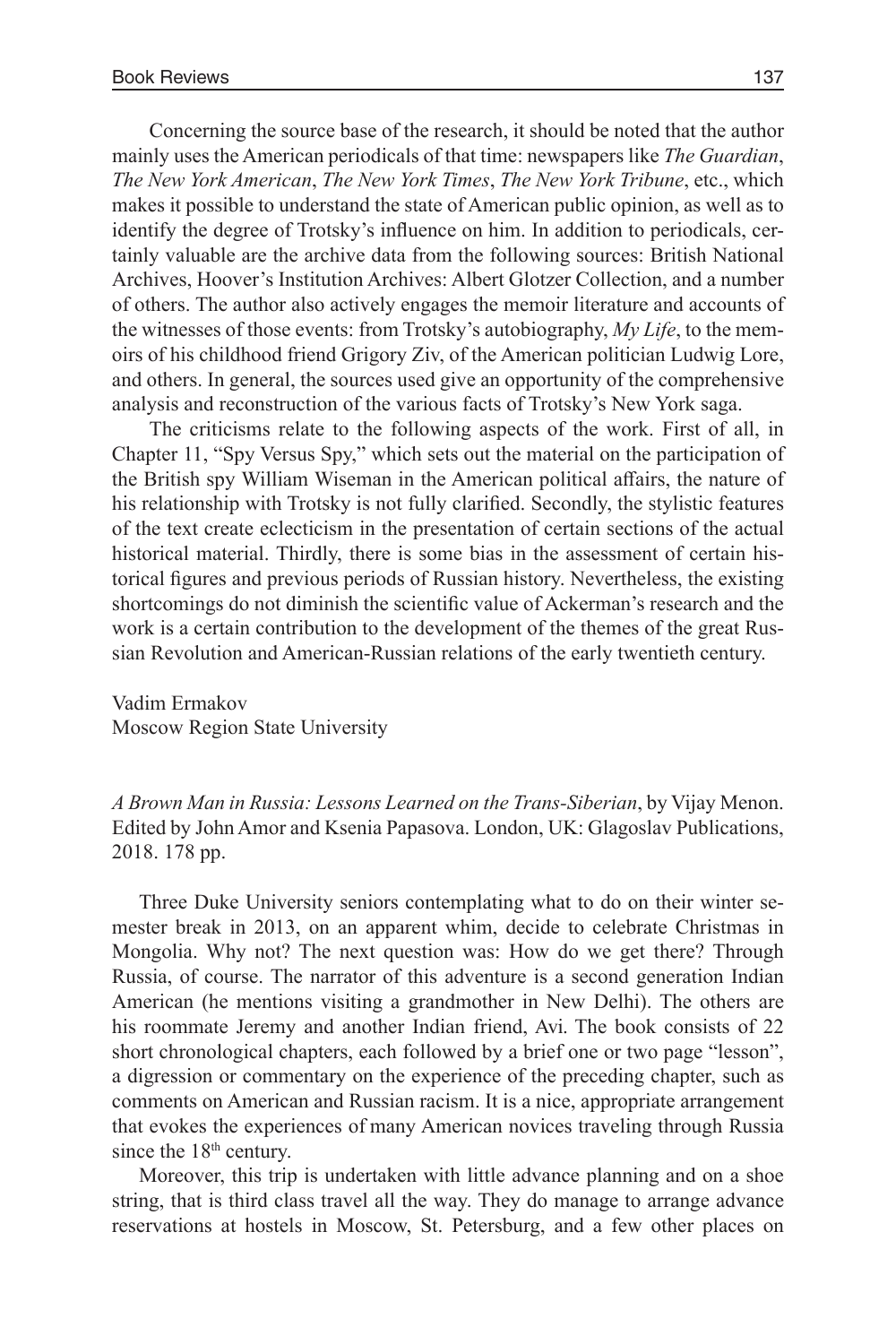Concerning the source base of the research, it should be noted that the author mainly uses the American periodicals of that time: newspapers like *The Guardian*, *The New York American*, *The New York Times*, *The New York Tribune*, etc., which makes it possible to understand the state of American public opinion, as well as to identify the degree of Trotsky's influence on him. In addition to periodicals, certainly valuable are the archive data from the following sources: British National Archives, Hoover's Institution Archives: Albert Glotzer Collection, and a number of others. The author also actively engages the memoir literature and accounts of the witnesses of those events: from Trotsky's autobiography, *My Life*, to the memoirs of his childhood friend Grigory Ziv, of the American politician Ludwig Lore, and others. In general, the sources used give an opportunity of the comprehensive analysis and reconstruction of the various facts of Trotsky's New York saga.

The criticisms relate to the following aspects of the work. First of all, in Chapter 11, "Spy Versus Spy," which sets out the material on the participation of the British spy William Wiseman in the American political affairs, the nature of his relationship with Trotsky is not fully clarified. Secondly, the stylistic features of the text create eclecticism in the presentation of certain sections of the actual historical material. Thirdly, there is some bias in the assessment of certain historical figures and previous periods of Russian history. Nevertheless, the existing shortcomings do not diminish the scientific value of Ackerman's research and the work is a certain contribution to the development of the themes of the great Russian Revolution and American-Russian relations of the early twentieth century.

Vadim Ermakov
Moscow Region State University

*A Brown Man in Russia: Lessons Learned on the Trans-Siberian*, by Vijay Menon. Edited by John Amor and Ksenia Papasova. London, UK: Glagoslav Publications, 2018. 178 pp.

Three Duke University seniors contemplating what to do on their winter semester break in 2013, on an apparent whim, decide to celebrate Christmas in Mongolia. Why not? The next question was: How do we get there? Through Russia, of course. The narrator of this adventure is a second generation Indian American (he mentions visiting a grandmother in New Delhi). The others are his roommate Jeremy and another Indian friend, Avi. The book consists of 22 short chronological chapters, each followed by a brief one or two page "lesson", a digression or commentary on the experience of the preceding chapter, such as comments on American and Russian racism. It is a nice, appropriate arrangement that evokes the experiences of many American novices traveling through Russia since the 18th century.

Moreover, this trip is undertaken with little advance planning and on a shoe string, that is third class travel all the way. They do manage to arrange advance reservations at hostels in Moscow, St. Petersburg, and a few other places on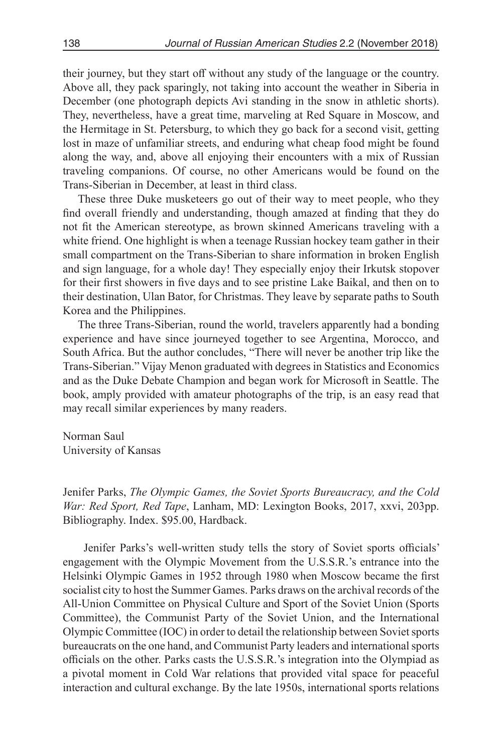their journey, but they start off without any study of the language or the country. Above all, they pack sparingly, not taking into account the weather in Siberia in December (one photograph depicts Avi standing in the snow in athletic shorts). They, nevertheless, have a great time, marveling at Red Square in Moscow, and the Hermitage in St. Petersburg, to which they go back for a second visit, getting lost in maze of unfamiliar streets, and enduring what cheap food might be found along the way, and, above all enjoying their encounters with a mix of Russian traveling companions. Of course, no other Americans would be found on the Trans-Siberian in December, at least in third class.

These three Duke musketeers go out of their way to meet people, who they find overall friendly and understanding, though amazed at finding that they do not fit the American stereotype, as brown skinned Americans traveling with a white friend. One highlight is when a teenage Russian hockey team gather in their small compartment on the Trans-Siberian to share information in broken English and sign language, for a whole day! They especially enjoy their Irkutsk stopover for their first showers in five days and to see pristine Lake Baikal, and then on to their destination, Ulan Bator, for Christmas. They leave by separate paths to South Korea and the Philippines.

The three Trans-Siberian, round the world, travelers apparently had a bonding experience and have since journeyed together to see Argentina, Morocco, and South Africa. But the author concludes, "There will never be another trip like the Trans-Siberian." Vijay Menon graduated with degrees in Statistics and Economics and as the Duke Debate Champion and began work for Microsoft in Seattle. The book, amply provided with amateur photographs of the trip, is an easy read that may recall similar experiences by many readers.

Norman Saul
University of Kansas

Jenifer Parks, *The Olympic Games, the Soviet Sports Bureaucracy, and the Cold War: Red Sport, Red Tape*, Lanham, MD: Lexington Books, 2017, xxvi, 203pp. Bibliography. Index. $95.00, Hardback.

Jenifer Parks's well-written study tells the story of Soviet sports officials' engagement with the Olympic Movement from the U.S.S.R.'s entrance into the Helsinki Olympic Games in 1952 through 1980 when Moscow became the first socialist city to host the Summer Games. Parks draws on the archival records of the All-Union Committee on Physical Culture and Sport of the Soviet Union (Sports Committee), the Communist Party of the Soviet Union, and the International Olympic Committee (IOC) in order to detail the relationship between Soviet sports bureaucrats on the one hand, and Communist Party leaders and international sports officials on the other. Parks casts the U.S.S.R.'s integration into the Olympiad as a pivotal moment in Cold War relations that provided vital space for peaceful interaction and cultural exchange. By the late 1950s, international sports relations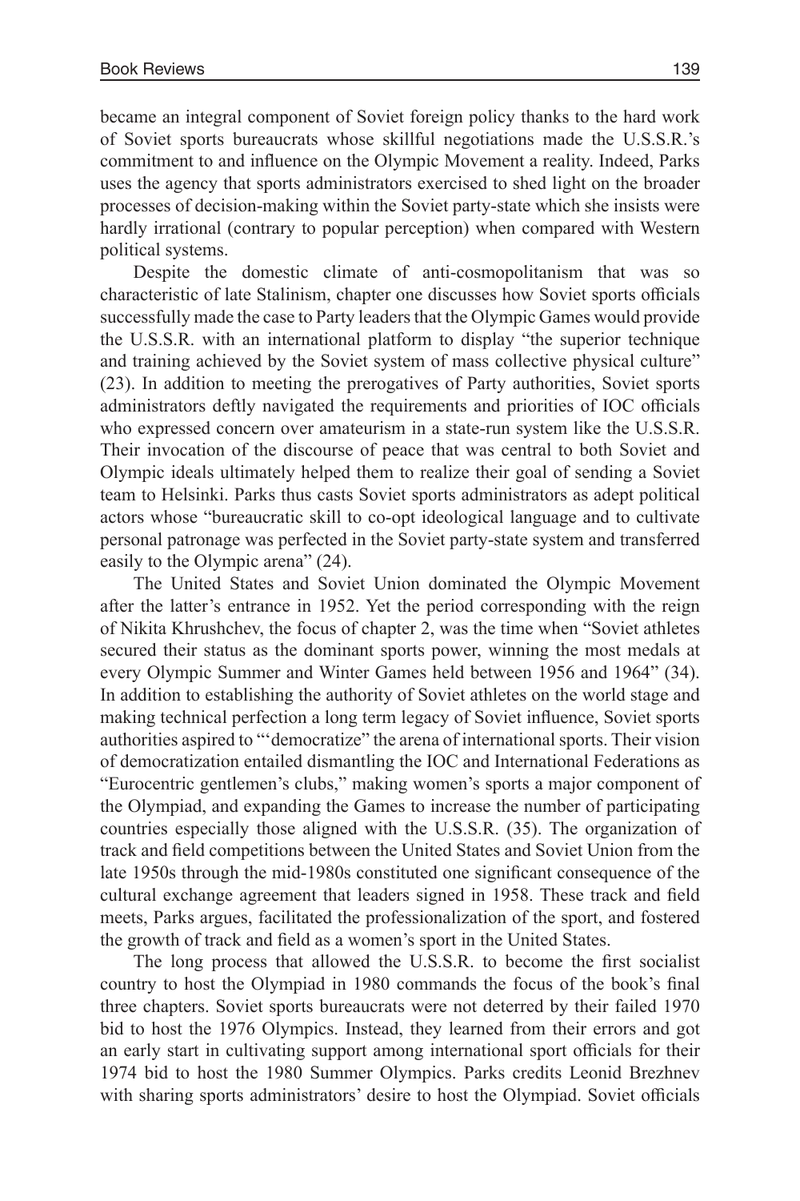became an integral component of Soviet foreign policy thanks to the hard work of Soviet sports bureaucrats whose skillful negotiations made the U.S.S.R.'s commitment to and influence on the Olympic Movement a reality. Indeed, Parks uses the agency that sports administrators exercised to shed light on the broader processes of decision-making within the Soviet party-state which she insists were hardly irrational (contrary to popular perception) when compared with Western political systems.

Despite the domestic climate of anti-cosmopolitanism that was so characteristic of late Stalinism, chapter one discusses how Soviet sports officials successfully made the case to Party leaders that the Olympic Games would provide the U.S.S.R. with an international platform to display "the superior technique and training achieved by the Soviet system of mass collective physical culture" (23). In addition to meeting the prerogatives of Party authorities, Soviet sports administrators deftly navigated the requirements and priorities of IOC officials who expressed concern over amateurism in a state-run system like the U.S.S.R. Their invocation of the discourse of peace that was central to both Soviet and Olympic ideals ultimately helped them to realize their goal of sending a Soviet team to Helsinki. Parks thus casts Soviet sports administrators as adept political actors whose "bureaucratic skill to co-opt ideological language and to cultivate personal patronage was perfected in the Soviet party-state system and transferred easily to the Olympic arena" (24).

The United States and Soviet Union dominated the Olympic Movement after the latter's entrance in 1952. Yet the period corresponding with the reign of Nikita Khrushchev, the focus of chapter 2, was the time when "Soviet athletes secured their status as the dominant sports power, winning the most medals at every Olympic Summer and Winter Games held between 1956 and 1964" (34). In addition to establishing the authority of Soviet athletes on the world stage and making technical perfection a long term legacy of Soviet influence, Soviet sports authorities aspired to "'democratize" the arena of international sports. Their vision of democratization entailed dismantling the IOC and International Federations as "Eurocentric gentlemen's clubs," making women's sports a major component of the Olympiad, and expanding the Games to increase the number of participating countries especially those aligned with the U.S.S.R. (35). The organization of track and field competitions between the United States and Soviet Union from the late 1950s through the mid-1980s constituted one significant consequence of the cultural exchange agreement that leaders signed in 1958. These track and field meets, Parks argues, facilitated the professionalization of the sport, and fostered the growth of track and field as a women's sport in the United States.

The long process that allowed the U.S.S.R. to become the first socialist country to host the Olympiad in 1980 commands the focus of the book's final three chapters. Soviet sports bureaucrats were not deterred by their failed 1970 bid to host the 1976 Olympics. Instead, they learned from their errors and got an early start in cultivating support among international sport officials for their 1974 bid to host the 1980 Summer Olympics. Parks credits Leonid Brezhnev with sharing sports administrators' desire to host the Olympiad. Soviet officials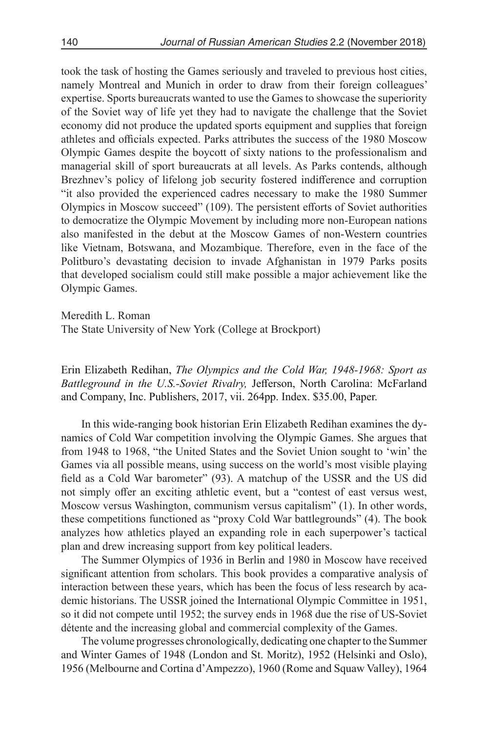took the task of hosting the Games seriously and traveled to previous host cities, namely Montreal and Munich in order to draw from their foreign colleagues' expertise. Sports bureaucrats wanted to use the Games to showcase the superiority of the Soviet way of life yet they had to navigate the challenge that the Soviet economy did not produce the updated sports equipment and supplies that foreign athletes and officials expected. Parks attributes the success of the 1980 Moscow Olympic Games despite the boycott of sixty nations to the professionalism and managerial skill of sport bureaucrats at all levels. As Parks contends, although Brezhnev's policy of lifelong job security fostered indifference and corruption "it also provided the experienced cadres necessary to make the 1980 Summer Olympics in Moscow succeed" (109). The persistent efforts of Soviet authorities to democratize the Olympic Movement by including more non-European nations also manifested in the debut at the Moscow Games of non-Western countries like Vietnam, Botswana, and Mozambique. Therefore, even in the face of the Politburo's devastating decision to invade Afghanistan in 1979 Parks posits that developed socialism could still make possible a major achievement like the Olympic Games.

Meredith L. Roman
The State University of New York (College at Brockport)

Erin Elizabeth Redihan, *The Olympics and the Cold War, 1948-1968: Sport as Battleground in the U.S.-Soviet Rivalry,* Jefferson, North Carolina: McFarland and Company, Inc. Publishers, 2017, vii. 264pp. Index. $35.00, Paper.

In this wide-ranging book historian Erin Elizabeth Redihan examines the dynamics of Cold War competition involving the Olympic Games. She argues that from 1948 to 1968, "the United States and the Soviet Union sought to 'win' the Games via all possible means, using success on the world's most visible playing field as a Cold War barometer" (93). A matchup of the USSR and the US did not simply offer an exciting athletic event, but a "contest of east versus west, Moscow versus Washington, communism versus capitalism" (1). In other words, these competitions functioned as "proxy Cold War battlegrounds" (4). The book analyzes how athletics played an expanding role in each superpower's tactical plan and drew increasing support from key political leaders.

The Summer Olympics of 1936 in Berlin and 1980 in Moscow have received significant attention from scholars. This book provides a comparative analysis of interaction between these years, which has been the focus of less research by academic historians. The USSR joined the International Olympic Committee in 1951, so it did not compete until 1952; the survey ends in 1968 due the rise of US-Soviet détente and the increasing global and commercial complexity of the Games.

The volume progresses chronologically, dedicating one chapter to the Summer and Winter Games of 1948 (London and St. Moritz), 1952 (Helsinki and Oslo), 1956 (Melbourne and Cortina d'Ampezzo), 1960 (Rome and Squaw Valley), 1964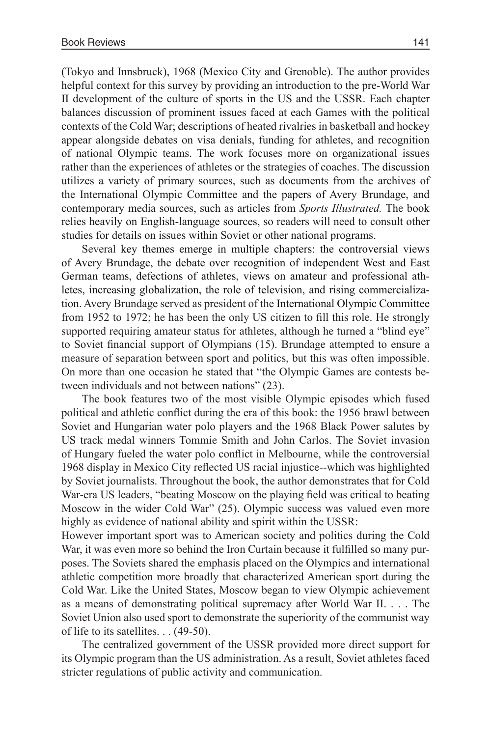(Tokyo and Innsbruck), 1968 (Mexico City and Grenoble). The author provides helpful context for this survey by providing an introduction to the pre-World War II development of the culture of sports in the US and the USSR. Each chapter balances discussion of prominent issues faced at each Games with the political contexts of the Cold War; descriptions of heated rivalries in basketball and hockey appear alongside debates on visa denials, funding for athletes, and recognition of national Olympic teams. The work focuses more on organizational issues rather than the experiences of athletes or the strategies of coaches. The discussion utilizes a variety of primary sources, such as documents from the archives of the International Olympic Committee and the papers of Avery Brundage, and contemporary media sources, such as articles from *Sports Illustrated.* The book relies heavily on English-language sources, so readers will need to consult other studies for details on issues within Soviet or other national programs.

Several key themes emerge in multiple chapters: the controversial views of Avery Brundage, the debate over recognition of independent West and East German teams, defections of athletes, views on amateur and professional athletes, increasing globalization, the role of television, and rising commercialization. Avery Brundage served as president of the International Olympic Committee from 1952 to 1972; he has been the only US citizen to fill this role. He strongly supported requiring amateur status for athletes, although he turned a "blind eye" to Soviet financial support of Olympians (15). Brundage attempted to ensure a measure of separation between sport and politics, but this was often impossible. On more than one occasion he stated that "the Olympic Games are contests between individuals and not between nations" (23).

The book features two of the most visible Olympic episodes which fused political and athletic conflict during the era of this book: the 1956 brawl between Soviet and Hungarian water polo players and the 1968 Black Power salutes by US track medal winners Tommie Smith and John Carlos. The Soviet invasion of Hungary fueled the water polo conflict in Melbourne, while the controversial 1968 display in Mexico City reflected US racial injustice--which was highlighted by Soviet journalists. Throughout the book, the author demonstrates that for Cold War-era US leaders, "beating Moscow on the playing field was critical to beating Moscow in the wider Cold War" (25). Olympic success was valued even more highly as evidence of national ability and spirit within the USSR:

> However important sport was to American society and politics during the Cold War, it was even more so behind the Iron Curtain because it fulfilled so many purposes. The Soviets shared the emphasis placed on the Olympics and international athletic competition more broadly that characterized American sport during the Cold War. Like the United States, Moscow began to view Olympic achievement as a means of demonstrating political supremacy after World War II. . . . The Soviet Union also used sport to demonstrate the superiority of the communist way of life to its satellites. . . (49-50).

The centralized government of the USSR provided more direct support for its Olympic program than the US administration. As a result, Soviet athletes faced stricter regulations of public activity and communication.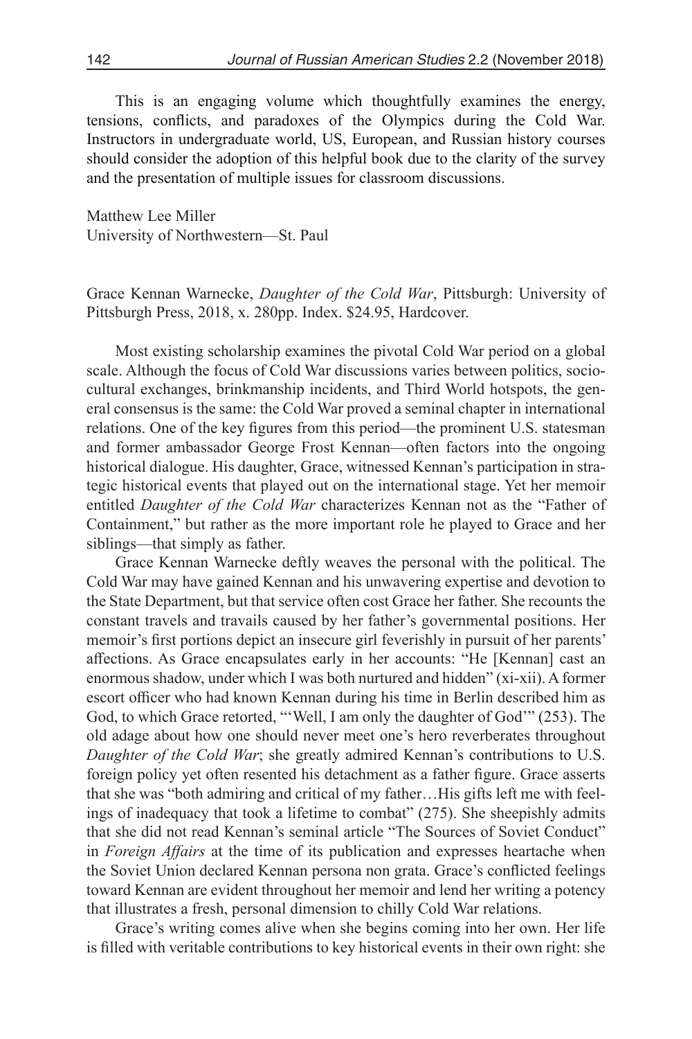This is an engaging volume which thoughtfully examines the energy, tensions, conflicts, and paradoxes of the Olympics during the Cold War. Instructors in undergraduate world, US, European, and Russian history courses should consider the adoption of this helpful book due to the clarity of the survey and the presentation of multiple issues for classroom discussions.

Matthew Lee Miller  
University of Northwestern—St. Paul

Grace Kennan Warnecke, *Daughter of the Cold War*, Pittsburgh: University of Pittsburgh Press, 2018, x. 280pp. Index. $24.95, Hardcover.

Most existing scholarship examines the pivotal Cold War period on a global scale. Although the focus of Cold War discussions varies between politics, socio-cultural exchanges, brinkmanship incidents, and Third World hotspots, the general consensus is the same: the Cold War proved a seminal chapter in international relations. One of the key figures from this period—the prominent U.S. statesman and former ambassador George Frost Kennan—often factors into the ongoing historical dialogue. His daughter, Grace, witnessed Kennan's participation in strategic historical events that played out on the international stage. Yet her memoir entitled *Daughter of the Cold War* characterizes Kennan not as the "Father of Containment," but rather as the more important role he played to Grace and her siblings—that simply as father.

Grace Kennan Warnecke deftly weaves the personal with the political. The Cold War may have gained Kennan and his unwavering expertise and devotion to the State Department, but that service often cost Grace her father. She recounts the constant travels and travails caused by her father's governmental positions. Her memoir's first portions depict an insecure girl feverishly in pursuit of her parents' affections. As Grace encapsulates early in her accounts: "He [Kennan] cast an enormous shadow, under which I was both nurtured and hidden" (xi-xii). A former escort officer who had known Kennan during his time in Berlin described him as God, to which Grace retorted, "'Well, I am only the daughter of God'" (253). The old adage about how one should never meet one's hero reverberates throughout *Daughter of the Cold War*; she greatly admired Kennan's contributions to U.S. foreign policy yet often resented his detachment as a father figure. Grace asserts that she was "both admiring and critical of my father…His gifts left me with feelings of inadequacy that took a lifetime to combat" (275). She sheepishly admits that she did not read Kennan's seminal article "The Sources of Soviet Conduct" in *Foreign Affairs* at the time of its publication and expresses heartache when the Soviet Union declared Kennan persona non grata. Grace's conflicted feelings toward Kennan are evident throughout her memoir and lend her writing a potency that illustrates a fresh, personal dimension to chilly Cold War relations.

Grace's writing comes alive when she begins coming into her own. Her life is filled with veritable contributions to key historical events in their own right: she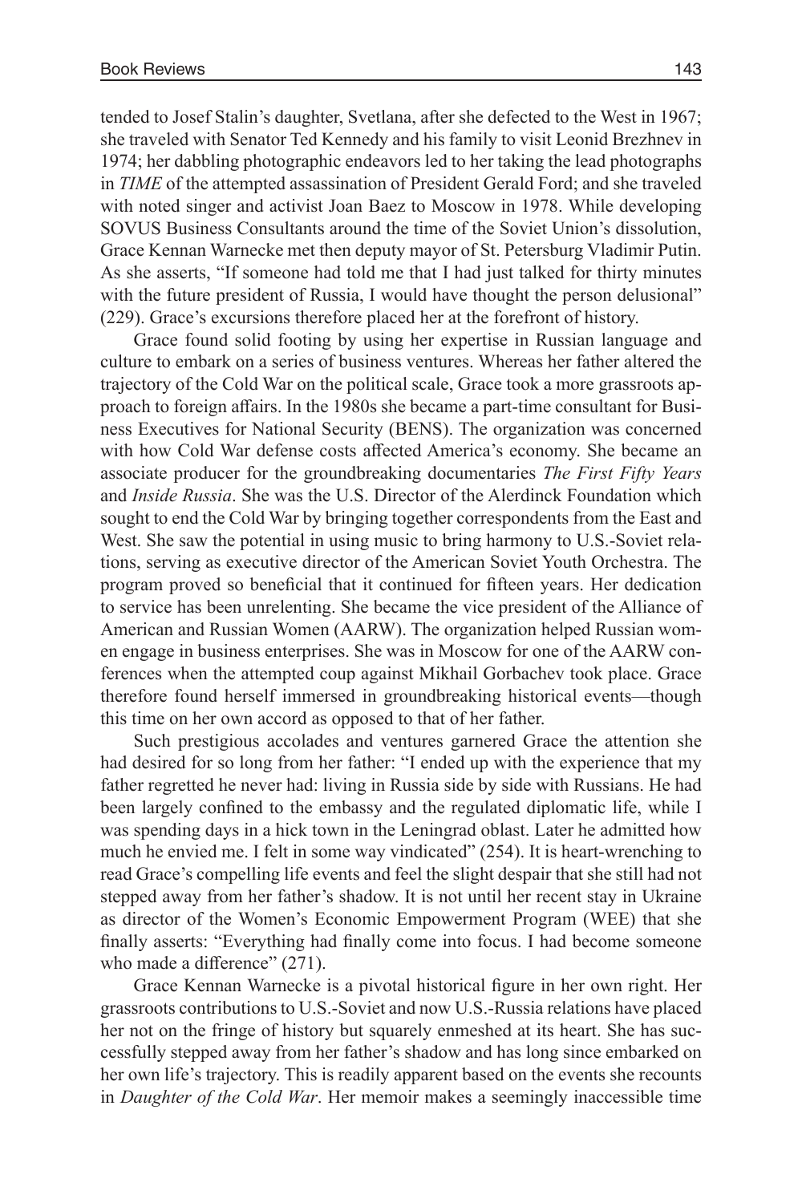tended to Josef Stalin's daughter, Svetlana, after she defected to the West in 1967; she traveled with Senator Ted Kennedy and his family to visit Leonid Brezhnev in 1974; her dabbling photographic endeavors led to her taking the lead photographs in *TIME* of the attempted assassination of President Gerald Ford; and she traveled with noted singer and activist Joan Baez to Moscow in 1978. While developing SOVUS Business Consultants around the time of the Soviet Union's dissolution, Grace Kennan Warnecke met then deputy mayor of St. Petersburg Vladimir Putin. As she asserts, "If someone had told me that I had just talked for thirty minutes with the future president of Russia, I would have thought the person delusional" (229). Grace's excursions therefore placed her at the forefront of history.

Grace found solid footing by using her expertise in Russian language and culture to embark on a series of business ventures. Whereas her father altered the trajectory of the Cold War on the political scale, Grace took a more grassroots approach to foreign affairs. In the 1980s she became a part-time consultant for Business Executives for National Security (BENS). The organization was concerned with how Cold War defense costs affected America's economy. She became an associate producer for the groundbreaking documentaries *The First Fifty Years* and *Inside Russia*. She was the U.S. Director of the Alerdinck Foundation which sought to end the Cold War by bringing together correspondents from the East and West. She saw the potential in using music to bring harmony to U.S.-Soviet relations, serving as executive director of the American Soviet Youth Orchestra. The program proved so beneficial that it continued for fifteen years. Her dedication to service has been unrelenting. She became the vice president of the Alliance of American and Russian Women (AARW). The organization helped Russian women engage in business enterprises. She was in Moscow for one of the AARW conferences when the attempted coup against Mikhail Gorbachev took place. Grace therefore found herself immersed in groundbreaking historical events—though this time on her own accord as opposed to that of her father.

Such prestigious accolades and ventures garnered Grace the attention she had desired for so long from her father: "I ended up with the experience that my father regretted he never had: living in Russia side by side with Russians. He had been largely confined to the embassy and the regulated diplomatic life, while I was spending days in a hick town in the Leningrad oblast. Later he admitted how much he envied me. I felt in some way vindicated" (254). It is heart-wrenching to read Grace's compelling life events and feel the slight despair that she still had not stepped away from her father's shadow. It is not until her recent stay in Ukraine as director of the Women's Economic Empowerment Program (WEE) that she finally asserts: "Everything had finally come into focus. I had become someone who made a difference" (271).

Grace Kennan Warnecke is a pivotal historical figure in her own right. Her grassroots contributions to U.S.-Soviet and now U.S.-Russia relations have placed her not on the fringe of history but squarely enmeshed at its heart. She has successfully stepped away from her father's shadow and has long since embarked on her own life's trajectory. This is readily apparent based on the events she recounts in *Daughter of the Cold War*. Her memoir makes a seemingly inaccessible time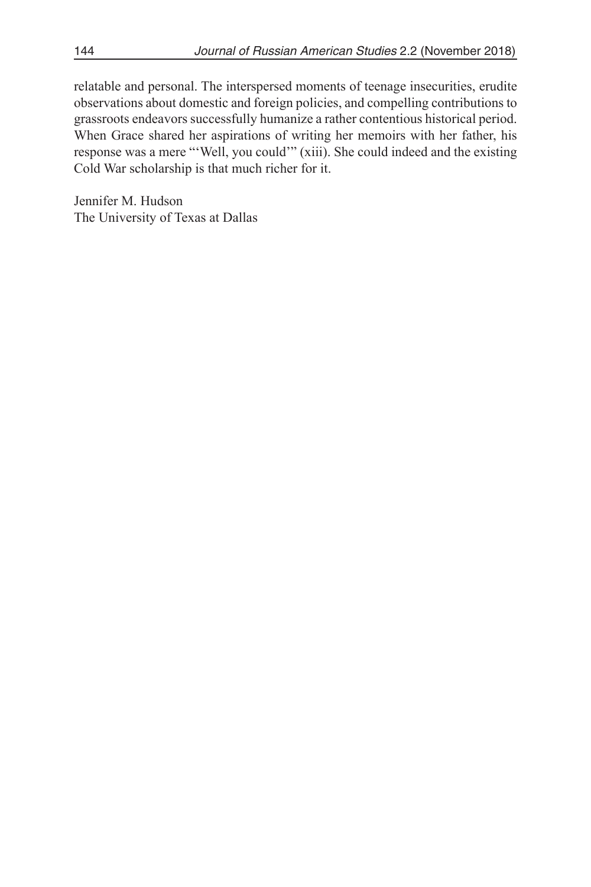relatable and personal. The interspersed moments of teenage insecurities, erudite observations about domestic and foreign policies, and compelling contributions to grassroots endeavors successfully humanize a rather contentious historical period. When Grace shared her aspirations of writing her memoirs with her father, his response was a mere "'Well, you could'" (xiii). She could indeed and the existing Cold War scholarship is that much richer for it.

Jennifer M. Hudson
The University of Texas at Dallas